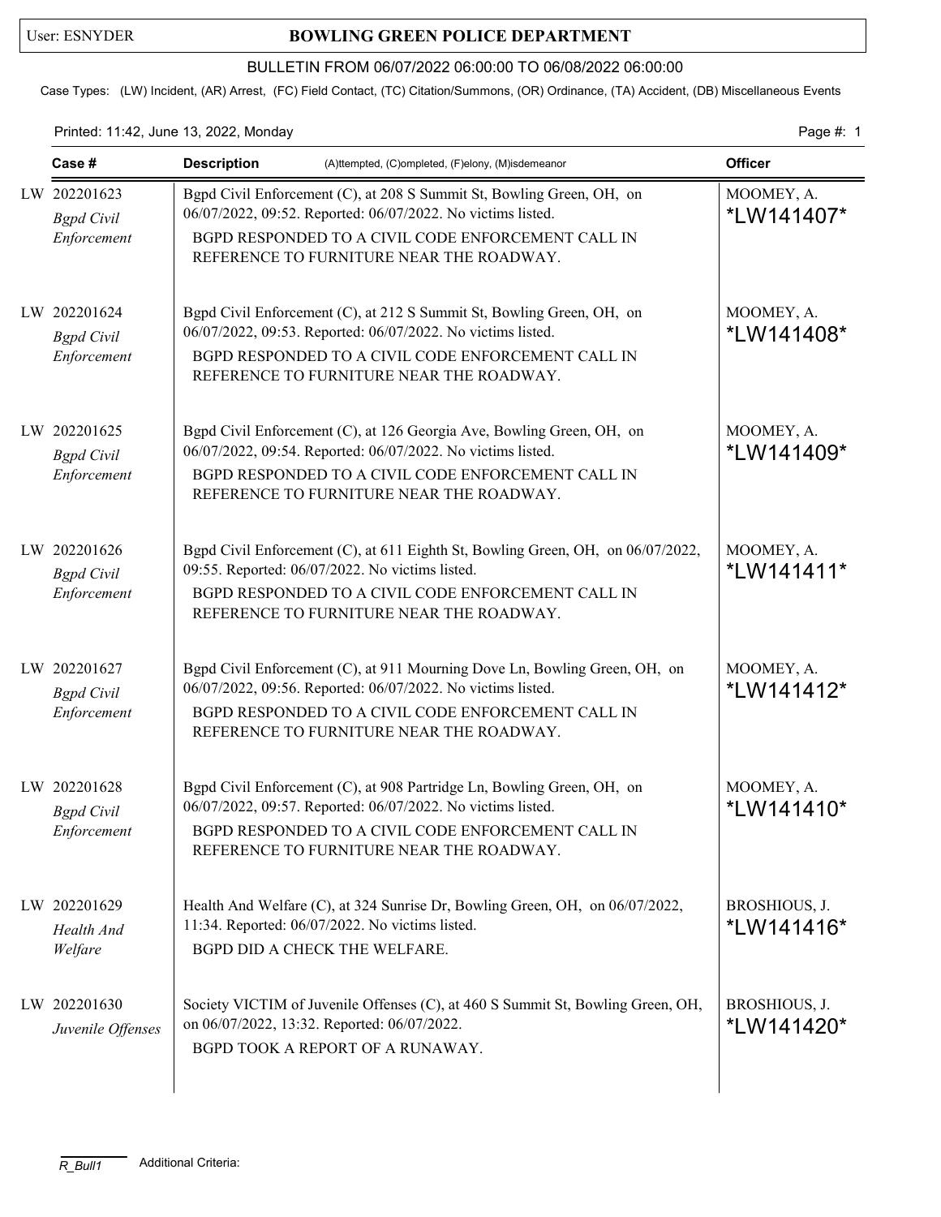User: ESNYDER

# BOWLING GREEN POLICE DEPARTMENT

## BULLETIN FROM 06/07/2022 06:00:00 TO 06/08/2022 06:00:00

Case Types: (LW) Incident, (AR) Arrest, (FC) Field Contact, (TC) Citation/Summons, (OR) Ordinance, (TA) Accident, (DB) Miscellaneous Events

Printed: 11:42, June 13, 2022, Monday

| Case # | Description (A)ttempted, (C)ompleted, (F)elony, (M)isdemeanor | Officer |
|---|---|---|
| LW 202201623 *Bgpd Civil Enforcement* | Bgpd Civil Enforcement (C), at 208 S Summit St, Bowling Green, OH, on 06/07/2022, 09:52. Reported: 06/07/2022. No victims listed. BGPD RESPONDED TO A CIVIL CODE ENFORCEMENT CALL IN REFERENCE TO FURNITURE NEAR THE ROADWAY. | MOOMEY, A. *LW141407* |
| LW 202201624 *Bgpd Civil Enforcement* | Bgpd Civil Enforcement (C), at 212 S Summit St, Bowling Green, OH, on 06/07/2022, 09:53. Reported: 06/07/2022. No victims listed. BGPD RESPONDED TO A CIVIL CODE ENFORCEMENT CALL IN REFERENCE TO FURNITURE NEAR THE ROADWAY. | MOOMEY, A. *LW141408* |
| LW 202201625 *Bgpd Civil Enforcement* | Bgpd Civil Enforcement (C), at 126 Georgia Ave, Bowling Green, OH, on 06/07/2022, 09:54. Reported: 06/07/2022. No victims listed. BGPD RESPONDED TO A CIVIL CODE ENFORCEMENT CALL IN REFERENCE TO FURNITURE NEAR THE ROADWAY. | MOOMEY, A. *LW141409* |
| LW 202201626 *Bgpd Civil Enforcement* | Bgpd Civil Enforcement (C), at 611 Eighth St, Bowling Green, OH, on 06/07/2022, 09:55. Reported: 06/07/2022. No victims listed. BGPD RESPONDED TO A CIVIL CODE ENFORCEMENT CALL IN REFERENCE TO FURNITURE NEAR THE ROADWAY. | MOOMEY, A. *LW141411* |
| LW 202201627 *Bgpd Civil Enforcement* | Bgpd Civil Enforcement (C), at 911 Mourning Dove Ln, Bowling Green, OH, on 06/07/2022, 09:56. Reported: 06/07/2022. No victims listed. BGPD RESPONDED TO A CIVIL CODE ENFORCEMENT CALL IN REFERENCE TO FURNITURE NEAR THE ROADWAY. | MOOMEY, A. *LW141412* |
| LW 202201628 *Bgpd Civil Enforcement* | Bgpd Civil Enforcement (C), at 908 Partridge Ln, Bowling Green, OH, on 06/07/2022, 09:57. Reported: 06/07/2022. No victims listed. BGPD RESPONDED TO A CIVIL CODE ENFORCEMENT CALL IN REFERENCE TO FURNITURE NEAR THE ROADWAY. | MOOMEY, A. *LW141410* |
| LW 202201629 *Health And Welfare* | Health And Welfare (C), at 324 Sunrise Dr, Bowling Green, OH, on 06/07/2022, 11:34. Reported: 06/07/2022. No victims listed. BGPD DID A CHECK THE WELFARE. | BROSHIOUS, J. *LW141416* |
| LW 202201630 *Juvenile Offenses* | Society VICTIM of Juvenile Offenses (C), at 460 S Summit St, Bowling Green, OH, on 06/07/2022, 13:32. Reported: 06/07/2022. BGPD TOOK A REPORT OF A RUNAWAY. | BROSHIOUS, J. *LW141420* |

R_Bull1 Additional Criteria: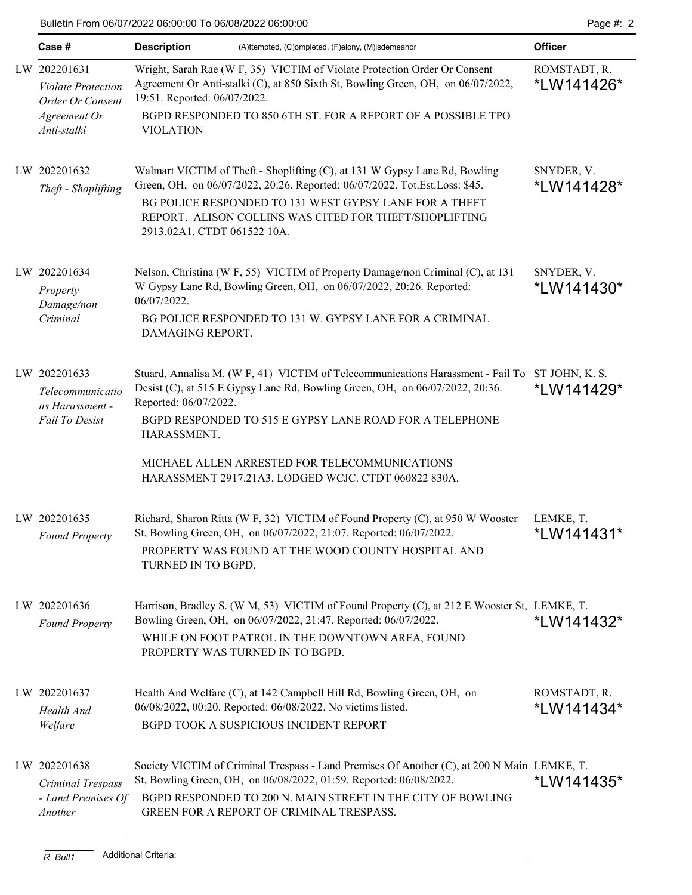Bulletin From 06/07/2022 06:00:00 To 06/08/2022 06:00:00

| Case # | Description (A)ttempted, (C)ompleted, (F)elony, (M)isdemeanor | Officer |
|---|---|---|
| LW 202201631<br>*Violate Protection Order Or Consent Agreement Or Anti-stalki* | Wright, Sarah Rae (W F, 35) VICTIM of Violate Protection Order Or Consent Agreement Or Anti-stalki (C), at 850 Sixth St, Bowling Green, OH, on 06/07/2022, 19:51. Reported: 06/07/2022.<br>BGPD RESPONDED TO 850 6TH ST. FOR A REPORT OF A POSSIBLE TPO VIOLATION | ROMSTADT, R.<br>*LW141426* |
| LW 202201632<br>*Theft - Shoplifting* | Walmart VICTIM of Theft - Shoplifting (C), at 131 W Gypsy Lane Rd, Bowling Green, OH, on 06/07/2022, 20:26. Reported: 06/07/2022. Tot.Est.Loss: $45.<br>BG POLICE RESPONDED TO 131 WEST GYPSY LANE FOR A THEFT REPORT. ALISON COLLINS WAS CITED FOR THEFT/SHOPLIFTING 2913.02A1. CTDT 061522 10A. | SNYDER, V.<br>*LW141428* |
| LW 202201634<br>*Property Damage/non Criminal* | Nelson, Christina (W F, 55) VICTIM of Property Damage/non Criminal (C), at 131 W Gypsy Lane Rd, Bowling Green, OH, on 06/07/2022, 20:26. Reported: 06/07/2022.<br>BG POLICE RESPONDED TO 131 W. GYPSY LANE FOR A CRIMINAL DAMAGING REPORT. | SNYDER, V.<br>*LW141430* |
| LW 202201633<br>*Telecommunications Harassment - Fail To Desist* | Stuard, Annalisa M. (W F, 41) VICTIM of Telecommunications Harassment - Fail To Desist (C), at 515 E Gypsy Lane Rd, Bowling Green, OH, on 06/07/2022, 20:36. Reported: 06/07/2022.<br>BGPD RESPONDED TO 515 E GYPSY LANE ROAD FOR A TELEPHONE HARASSMENT.<br><br>MICHAEL ALLEN ARRESTED FOR TELECOMMUNICATIONS HARASSMENT 2917.21A3. LODGED WCJC. CTDT 060822 830A. | ST JOHN, K. S.<br>*LW141429* |
| LW 202201635<br>*Found Property* | Richard, Sharon Ritta (W F, 32) VICTIM of Found Property (C), at 950 W Wooster St, Bowling Green, OH, on 06/07/2022, 21:07. Reported: 06/07/2022.<br>PROPERTY WAS FOUND AT THE WOOD COUNTY HOSPITAL AND TURNED IN TO BGPD. | LEMKE, T.<br>*LW141431* |
| LW 202201636<br>*Found Property* | Harrison, Bradley S. (W M, 53) VICTIM of Found Property (C), at 212 E Wooster St, Bowling Green, OH, on 06/07/2022, 21:47. Reported: 06/07/2022.<br>WHILE ON FOOT PATROL IN THE DOWNTOWN AREA, FOUND PROPERTY WAS TURNED IN TO BGPD. | LEMKE, T.<br>*LW141432* |
| LW 202201637<br>*Health And Welfare* | Health And Welfare (C), at 142 Campbell Hill Rd, Bowling Green, OH, on 06/08/2022, 00:20. Reported: 06/08/2022. No victims listed.<br>BGPD TOOK A SUSPICIOUS INCIDENT REPORT | ROMSTADT, R.<br>*LW141434* |
| LW 202201638<br>*Criminal Trespass - Land Premises Of Another* | Society VICTIM of Criminal Trespass - Land Premises Of Another (C), at 200 N Main St, Bowling Green, OH, on 06/08/2022, 01:59. Reported: 06/08/2022.<br>BGPD RESPONDED TO 200 N. MAIN STREET IN THE CITY OF BOWLING GREEN FOR A REPORT OF CRIMINAL TRESPASS. | LEMKE, T.<br>*LW141435* |

R_Bull1 Additional Criteria: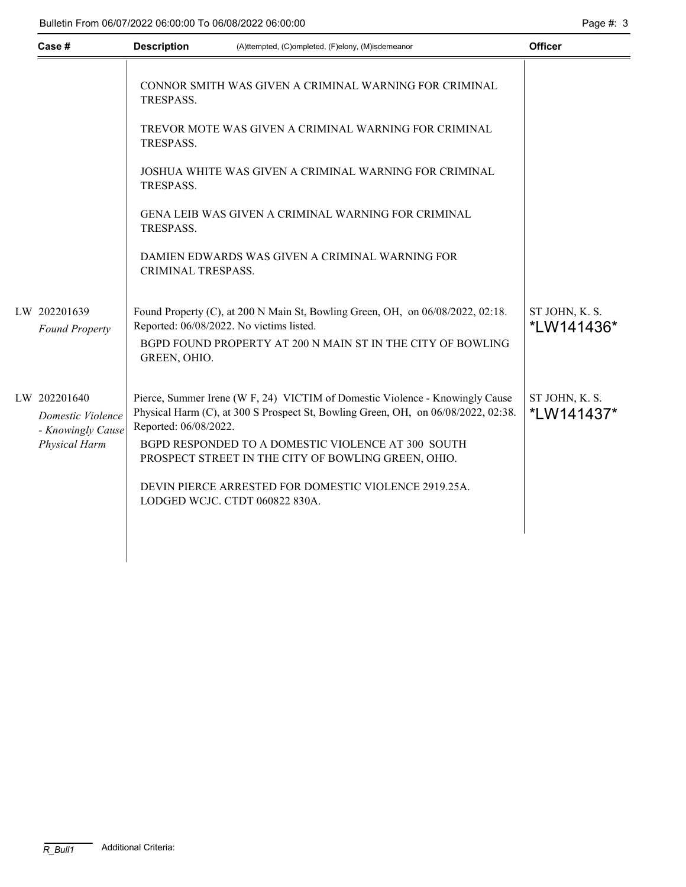| Case # | Description (A)ttempted, (C)ompleted, (F)elony, (M)isdemeanor | Officer |
|---|---|---|
| | CONNOR SMITH WAS GIVEN A CRIMINAL WARNING FOR CRIMINAL TRESPASS.<br><br>TREVOR MOTE WAS GIVEN A CRIMINAL WARNING FOR CRIMINAL TRESPASS.<br><br>JOSHUA WHITE WAS GIVEN A CRIMINAL WARNING FOR CRIMINAL TRESPASS.<br><br>GENA LEIB WAS GIVEN A CRIMINAL WARNING FOR CRIMINAL TRESPASS.<br><br>DAMIEN EDWARDS WAS GIVEN A CRIMINAL WARNING FOR CRIMINAL TRESPASS. | |
| LW 202201639<br>*Found Property* | Found Property (C), at 200 N Main St, Bowling Green, OH, on 06/08/2022, 02:18. Reported: 06/08/2022. No victims listed.<br>BGPD FOUND PROPERTY AT 200 N MAIN ST IN THE CITY OF BOWLING GREEN, OHIO. | ST JOHN, K. S.<br>*LW141436* |
| LW 202201640<br>*Domestic Violence - Knowingly Cause Physical Harm* | Pierce, Summer Irene (W F, 24) VICTIM of Domestic Violence - Knowingly Cause Physical Harm (C), at 300 S Prospect St, Bowling Green, OH, on 06/08/2022, 02:38. Reported: 06/08/2022.<br>BGPD RESPONDED TO A DOMESTIC VIOLENCE AT 300 SOUTH PROSPECT STREET IN THE CITY OF BOWLING GREEN, OHIO.<br><br>DEVIN PIERCE ARRESTED FOR DOMESTIC VIOLENCE 2919.25A. LODGED WCJC. CTDT 060822 830A. | ST JOHN, K. S.<br>*LW141437* |

R_Bull1 Additional Criteria: